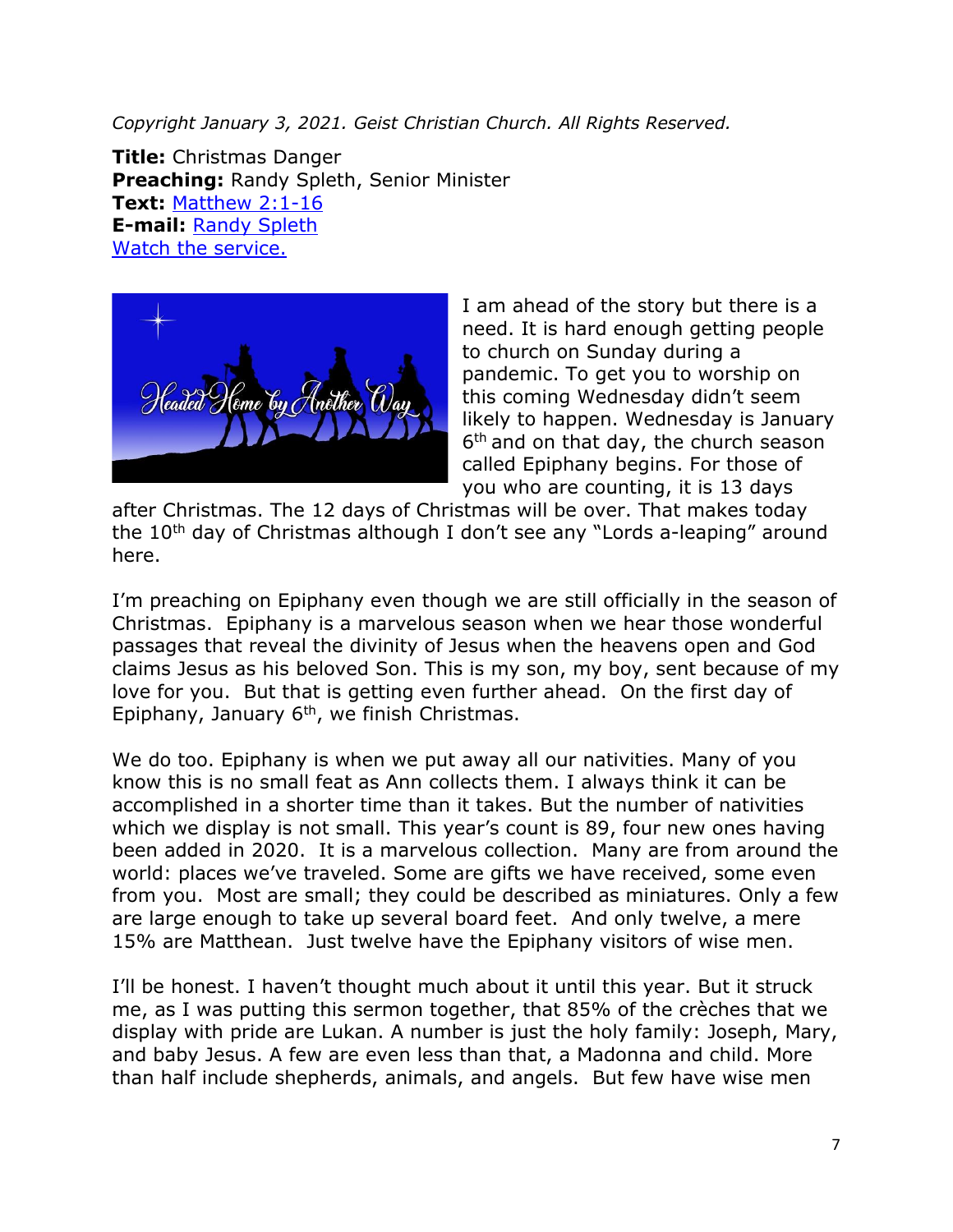*Copyright January 3, 2021. Geist Christian Church. All Rights Reserved.*

**Title:** Christmas Danger
**Preaching:** Randy Spleth, Senior Minister
**Text:** [Matthew 2:1-16]
**E-mail:** [Randy Spleth]
[Watch the service.]

I am ahead of the story but there is a need. It is hard enough getting people to church on Sunday during a pandemic. To get you to worship on this coming Wednesday didn't seem likely to happen. Wednesday is January 6th and on that day, the church season called Epiphany begins. For those of you who are counting, it is 13 days after Christmas. The 12 days of Christmas will be over. That makes today the 10th day of Christmas although I don't see any "Lords a-leaping" around here.

I'm preaching on Epiphany even though we are still officially in the season of Christmas. Epiphany is a marvelous season when we hear those wonderful passages that reveal the divinity of Jesus when the heavens open and God claims Jesus as his beloved Son. This is my son, my boy, sent because of my love for you. But that is getting even further ahead. On the first day of Epiphany, January 6th, we finish Christmas.

We do too. Epiphany is when we put away all our nativities. Many of you know this is no small feat as Ann collects them. I always think it can be accomplished in a shorter time than it takes. But the number of nativities which we display is not small. This year's count is 89, four new ones having been added in 2020. It is a marvelous collection. Many are from around the world: places we've traveled. Some are gifts we have received, some even from you. Most are small; they could be described as miniatures. Only a few are large enough to take up several board feet. And only twelve, a mere 15% are Matthean. Just twelve have the Epiphany visitors of wise men.

I'll be honest. I haven't thought much about it until this year. But it struck me, as I was putting this sermon together, that 85% of the crèches that we display with pride are Lukan. A number is just the holy family: Joseph, Mary, and baby Jesus. A few are even less than that, a Madonna and child. More than half include shepherds, animals, and angels. But few have wise men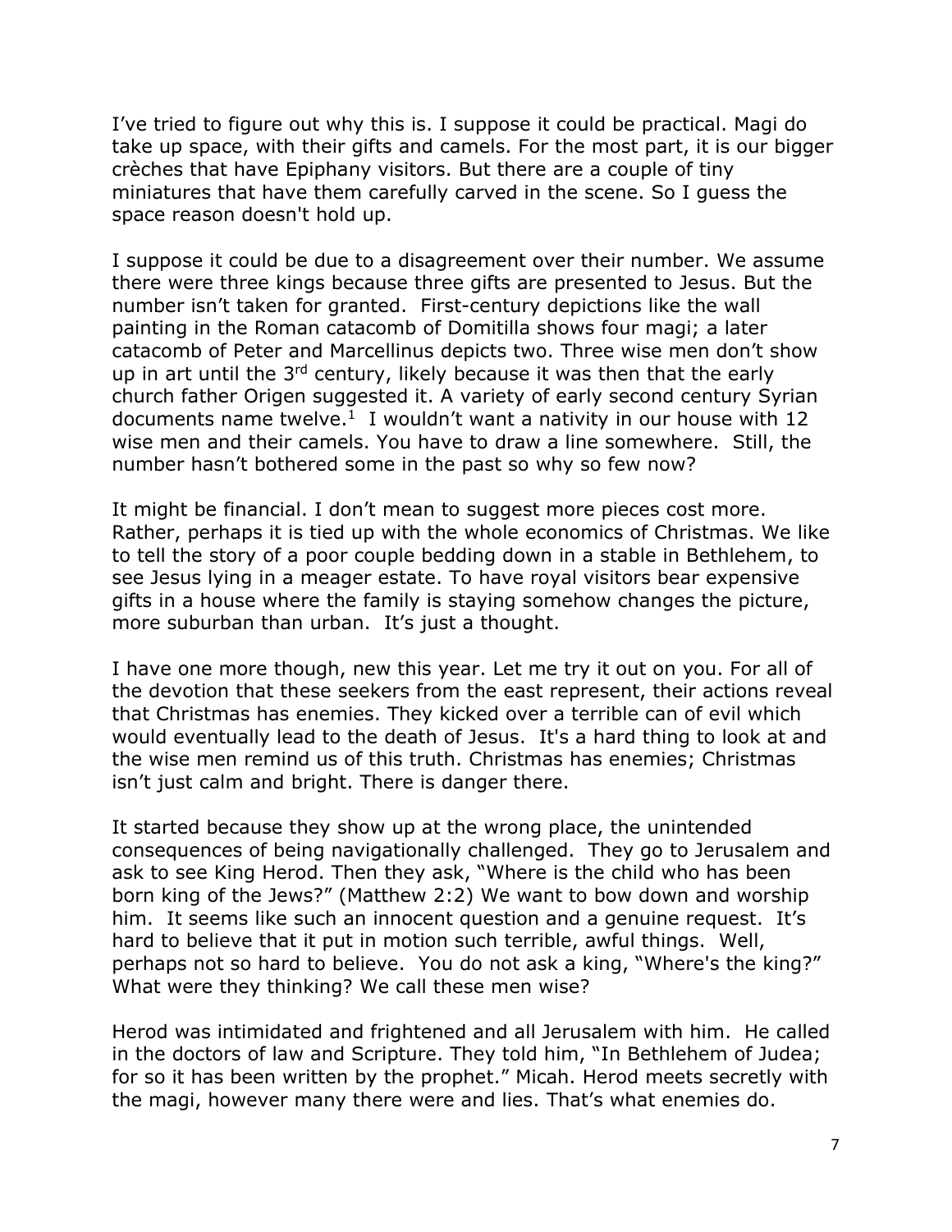I've tried to figure out why this is. I suppose it could be practical. Magi do take up space, with their gifts and camels. For the most part, it is our bigger crèches that have Epiphany visitors. But there are a couple of tiny miniatures that have them carefully carved in the scene. So I guess the space reason doesn't hold up.

I suppose it could be due to a disagreement over their number. We assume there were three kings because three gifts are presented to Jesus. But the number isn't taken for granted. First-century depictions like the wall painting in the Roman catacomb of Domitilla shows four magi; a later catacomb of Peter and Marcellinus depicts two. Three wise men don't show up in art until the 3rd century, likely because it was then that the early church father Origen suggested it. A variety of early second century Syrian documents name twelve.[1] I wouldn't want a nativity in our house with 12 wise men and their camels. You have to draw a line somewhere. Still, the number hasn't bothered some in the past so why so few now?

It might be financial. I don't mean to suggest more pieces cost more. Rather, perhaps it is tied up with the whole economics of Christmas. We like to tell the story of a poor couple bedding down in a stable in Bethlehem, to see Jesus lying in a meager estate. To have royal visitors bear expensive gifts in a house where the family is staying somehow changes the picture, more suburban than urban. It's just a thought.

I have one more though, new this year. Let me try it out on you. For all of the devotion that these seekers from the east represent, their actions reveal that Christmas has enemies. They kicked over a terrible can of evil which would eventually lead to the death of Jesus. It's a hard thing to look at and the wise men remind us of this truth. Christmas has enemies; Christmas isn't just calm and bright. There is danger there.

It started because they show up at the wrong place, the unintended consequences of being navigationally challenged. They go to Jerusalem and ask to see King Herod. Then they ask, "Where is the child who has been born king of the Jews?" (Matthew 2:2) We want to bow down and worship him. It seems like such an innocent question and a genuine request. It's hard to believe that it put in motion such terrible, awful things. Well, perhaps not so hard to believe. You do not ask a king, "Where's the king?" What were they thinking? We call these men wise?

Herod was intimidated and frightened and all Jerusalem with him. He called in the doctors of law and Scripture. They told him, "In Bethlehem of Judea; for so it has been written by the prophet." Micah. Herod meets secretly with the magi, however many there were and lies. That's what enemies do.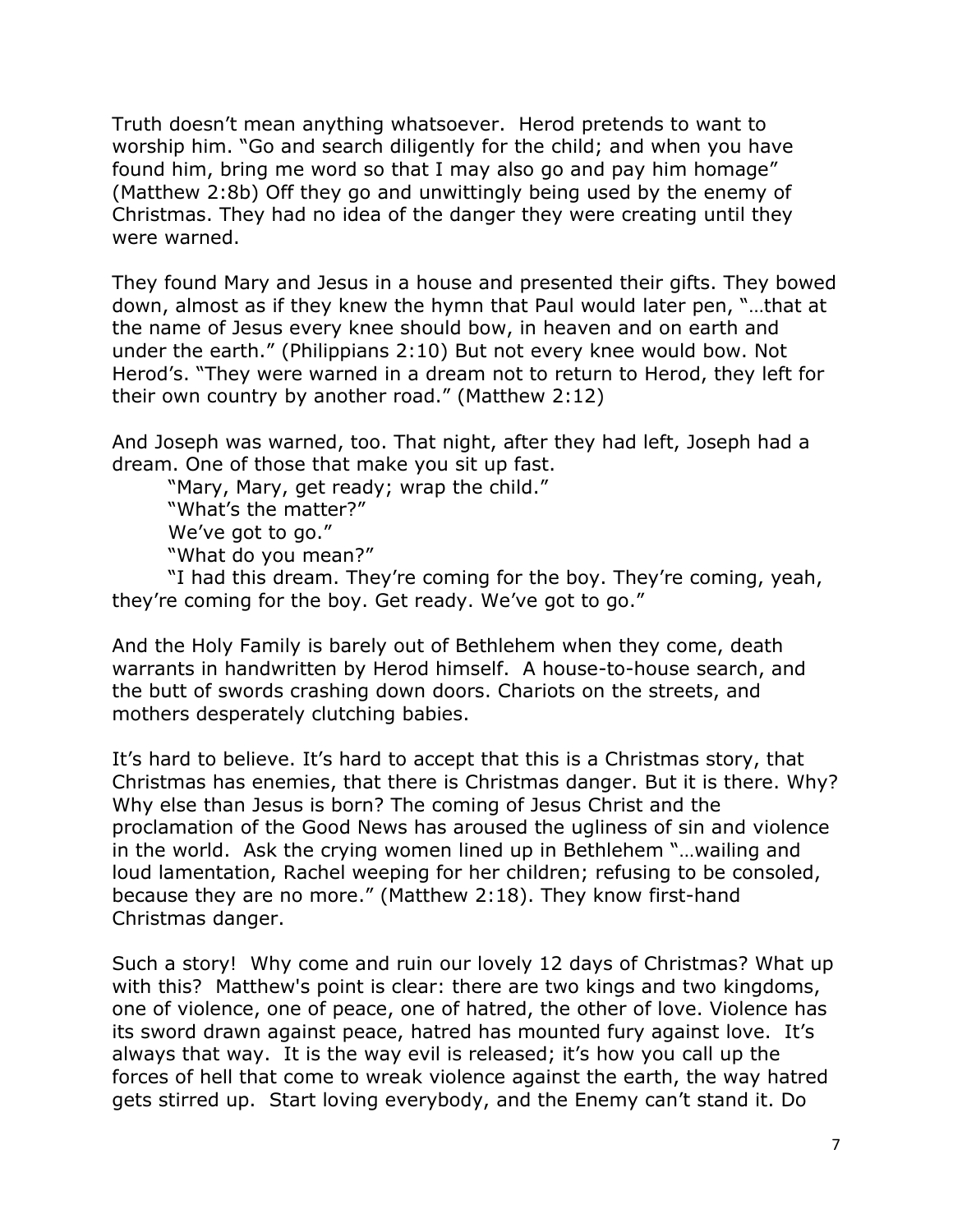Truth doesn't mean anything whatsoever. Herod pretends to want to worship him. "Go and search diligently for the child; and when you have found him, bring me word so that I may also go and pay him homage" (Matthew 2:8b) Off they go and unwittingly being used by the enemy of Christmas. They had no idea of the danger they were creating until they were warned.

They found Mary and Jesus in a house and presented their gifts. They bowed down, almost as if they knew the hymn that Paul would later pen, "…that at the name of Jesus every knee should bow, in heaven and on earth and under the earth." (Philippians 2:10) But not every knee would bow. Not Herod's. "They were warned in a dream not to return to Herod, they left for their own country by another road." (Matthew 2:12)

And Joseph was warned, too. That night, after they had left, Joseph had a dream. One of those that make you sit up fast.

"Mary, Mary, get ready; wrap the child."

"What's the matter?"

We've got to go."

"What do you mean?"

"I had this dream. They're coming for the boy. They're coming, yeah, they're coming for the boy. Get ready. We've got to go."

And the Holy Family is barely out of Bethlehem when they come, death warrants in handwritten by Herod himself. A house-to-house search, and the butt of swords crashing down doors. Chariots on the streets, and mothers desperately clutching babies.

It's hard to believe. It's hard to accept that this is a Christmas story, that Christmas has enemies, that there is Christmas danger. But it is there. Why? Why else than Jesus is born? The coming of Jesus Christ and the proclamation of the Good News has aroused the ugliness of sin and violence in the world. Ask the crying women lined up in Bethlehem "…wailing and loud lamentation, Rachel weeping for her children; refusing to be consoled, because they are no more." (Matthew 2:18). They know first-hand Christmas danger.

Such a story! Why come and ruin our lovely 12 days of Christmas? What up with this? Matthew's point is clear: there are two kings and two kingdoms, one of violence, one of peace, one of hatred, the other of love. Violence has its sword drawn against peace, hatred has mounted fury against love. It's always that way. It is the way evil is released; it's how you call up the forces of hell that come to wreak violence against the earth, the way hatred gets stirred up. Start loving everybody, and the Enemy can't stand it. Do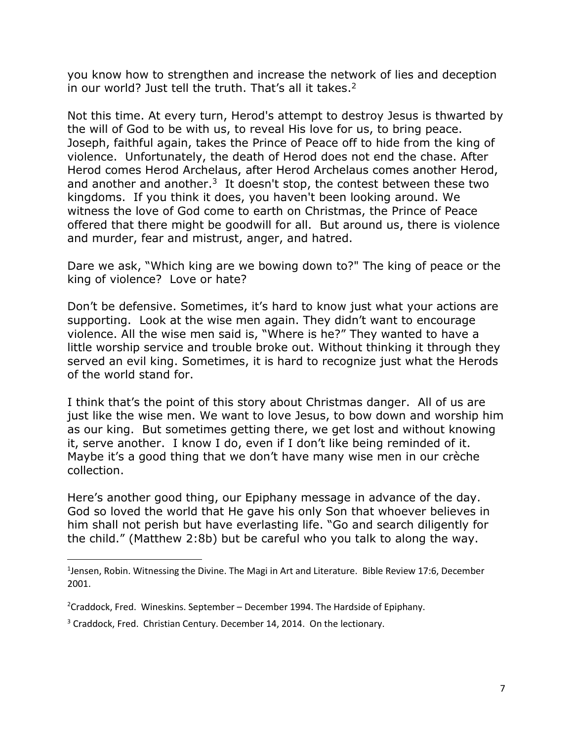you know how to strengthen and increase the network of lies and deception in our world? Just tell the truth. That's all it takes.[2]

Not this time. At every turn, Herod's attempt to destroy Jesus is thwarted by the will of God to be with us, to reveal His love for us, to bring peace. Joseph, faithful again, takes the Prince of Peace off to hide from the king of violence. Unfortunately, the death of Herod does not end the chase. After Herod comes Herod Archelaus, after Herod Archelaus comes another Herod, and another and another.[3] It doesn't stop, the contest between these two kingdoms. If you think it does, you haven't been looking around. We witness the love of God come to earth on Christmas, the Prince of Peace offered that there might be goodwill for all. But around us, there is violence and murder, fear and mistrust, anger, and hatred.

Dare we ask, "Which king are we bowing down to?" The king of peace or the king of violence? Love or hate?

Don't be defensive. Sometimes, it's hard to know just what your actions are supporting. Look at the wise men again. They didn't want to encourage violence. All the wise men said is, "Where is he?" They wanted to have a little worship service and trouble broke out. Without thinking it through they served an evil king. Sometimes, it is hard to recognize just what the Herods of the world stand for.

I think that's the point of this story about Christmas danger. All of us are just like the wise men. We want to love Jesus, to bow down and worship him as our king. But sometimes getting there, we get lost and without knowing it, serve another. I know I do, even if I don't like being reminded of it. Maybe it's a good thing that we don't have many wise men in our crèche collection.

Here's another good thing, our Epiphany message in advance of the day. God so loved the world that He gave his only Son that whoever believes in him shall not perish but have everlasting life. "Go and search diligently for the child." (Matthew 2:8b) but be careful who you talk to along the way.

---

[1] Jensen, Robin. Witnessing the Divine. The Magi in Art and Literature. Bible Review 17:6, December 2001.

[2] Craddock, Fred. Wineskins. September – December 1994. The Hardside of Epiphany.

[3] Craddock, Fred. Christian Century. December 14, 2014. On the lectionary.